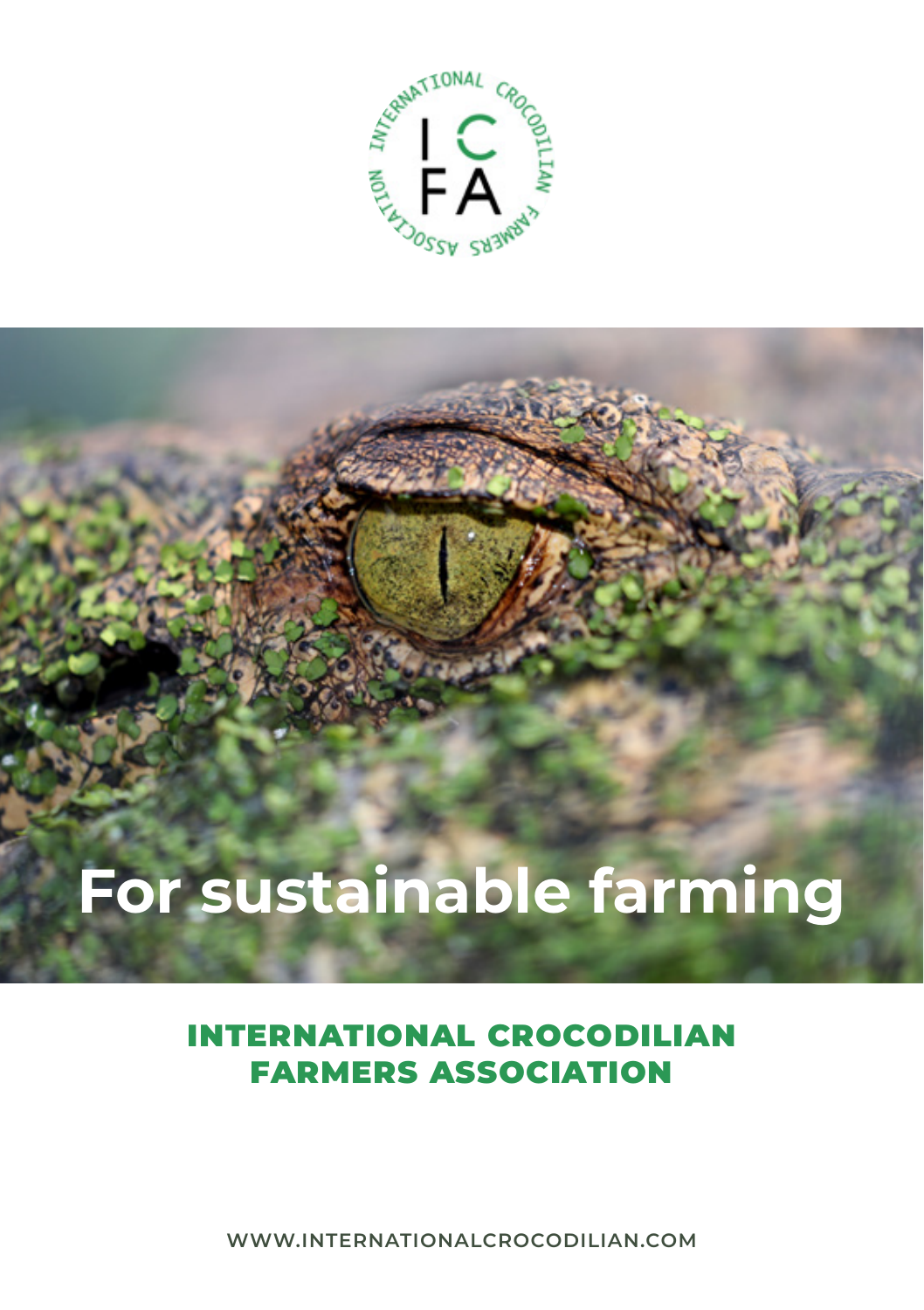# For sustainable farming

## INTERNATIONAL CROCODILIAN FARMERS ASSOCIATION

WWW.INTERNATIONALCROCODILIAN.COM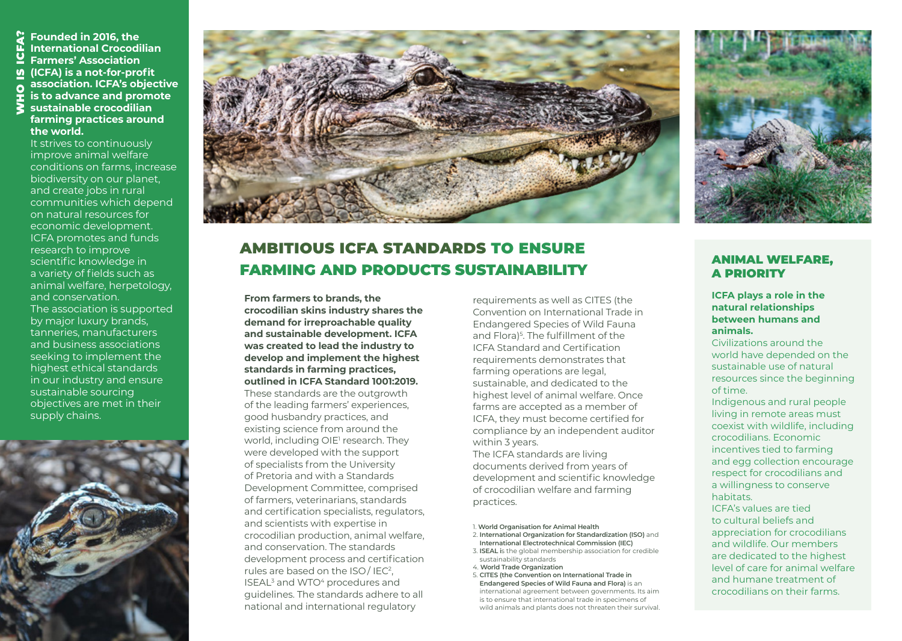## WHO IS ICFA?

**Founded in 2016, the International Crocodilian Farmers' Association (ICFA) is a not-for-profit association. ICFA's objective is to advance and promote sustainable crocodilian farming practices around the world.**

It strives to continuously improve animal welfare conditions on farms, increase biodiversity on our planet, and create jobs in rural communities which depend on natural resources for economic development. ICFA promotes and funds research to improve scientific knowledge in a variety of fields such as animal welfare, herpetology, and conservation.

The association is supported by major luxury brands, tanneries, manufacturers and business associations seeking to implement the highest ethical standards in our industry and ensure sustainable sourcing objectives are met in their supply chains.

## AMBITIOUS ICFA STANDARDS TO ENSURE FARMING AND PRODUCTS SUSTAINABILITY

**From farmers to brands, the crocodilian skins industry shares the demand for irreproachable quality and sustainable development. ICFA was created to lead the industry to develop and implement the highest standards in farming practices, outlined in ICFA Standard 1001:2019.**

These standards are the outgrowth of the leading farmers' experiences, good husbandry practices, and existing science from around the world, including OIE[1] research. They were developed with the support of specialists from the University of Pretoria and with a Standards Development Committee, comprised of farmers, veterinarians, standards and certification specialists, regulators, and scientists with expertise in crocodilian production, animal welfare, and conservation. The standards development process and certification rules are based on the ISO / IEC[2], ISEAL[3] and WTO[4] procedures and guidelines. The standards adhere to all national and international regulatory requirements as well as CITES (the Convention on International Trade in Endangered Species of Wild Fauna and Flora)[5]. The fulfillment of the ICFA Standard and Certification requirements demonstrates that farming operations are legal, sustainable, and dedicated to the highest level of animal welfare. Once farms are accepted as a member of ICFA, they must become certified for compliance by an independent auditor within 3 years.

The ICFA standards are living documents derived from years of development and scientific knowledge of crocodilian welfare and farming practices.

1. **World Organisation for Animal Health**
2. **International Organization for Standardization (ISO)** and **International Electrotechnical Commission (IEC)**
3. **ISEAL** is the global membership association for credible sustainability standards
4. **World Trade Organization**
5. **CITES (the Convention on International Trade in Endangered Species of Wild Fauna and Flora)** is an international agreement between governments. Its aim is to ensure that international trade in specimens of wild animals and plants does not threaten their survival.

## ANIMAL WELFARE, A PRIORITY

**ICFA plays a role in the natural relationships between humans and animals.**

Civilizations around the world have depended on the sustainable use of natural resources since the beginning of time.

Indigenous and rural people living in remote areas must coexist with wildlife, including crocodilians. Economic incentives tied to farming and egg collection encourage respect for crocodilians and a willingness to conserve habitats.

ICFA's values are tied to cultural beliefs and appreciation for crocodilians and wildlife. Our members are dedicated to the highest level of care for animal welfare and humane treatment of crocodilians on their farms.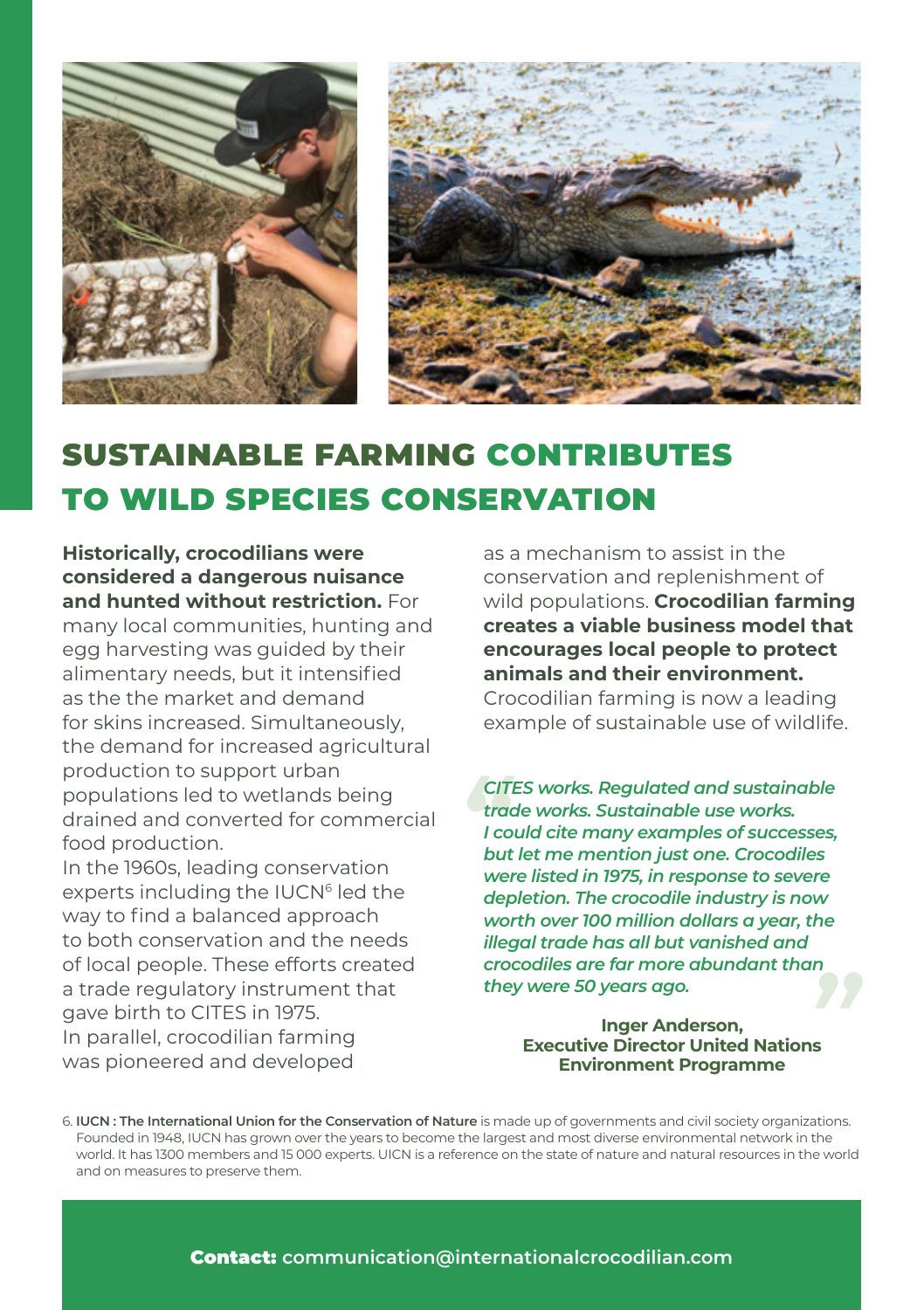# SUSTAINABLE FARMING CONTRIBUTES TO WILD SPECIES CONSERVATION

**Historically, crocodilians were considered a dangerous nuisance and hunted without restriction.** For many local communities, hunting and egg harvesting was guided by their alimentary needs, but it intensified as the the market and demand for skins increased. Simultaneously, the demand for increased agricultural production to support urban populations led to wetlands being drained and converted for commercial food production.

In the 1960s, leading conservation experts including the IUCN[6] led the way to find a balanced approach to both conservation and the needs of local people. These efforts created a trade regulatory instrument that gave birth to CITES in 1975.

In parallel, crocodilian farming was pioneered and developed as a mechanism to assist in the conservation and replenishment of wild populations. **Crocodilian farming creates a viable business model that encourages local people to protect animals and their environment.** Crocodilian farming is now a leading example of sustainable use of wildlife.

> *CITES works. Regulated and sustainable trade works. Sustainable use works. I could cite many examples of successes, but let me mention just one. Crocodiles were listed in 1975, in response to severe depletion. The crocodile industry is now worth over 100 million dollars a year, the illegal trade has all but vanished and crocodiles are far more abundant than they were 50 years ago.*
>
> **Inger Anderson, Executive Director United Nations Environment Programme**

6. **IUCN : The International Union for the Conservation of Nature** is made up of governments and civil society organizations. Founded in 1948, IUCN has grown over the years to become the largest and most diverse environmental network in the world. It has 1300 members and 15 000 experts. UICN is a reference on the state of nature and natural resources in the world and on measures to preserve them.

**Contact:** communication@internationalcrocodilian.com